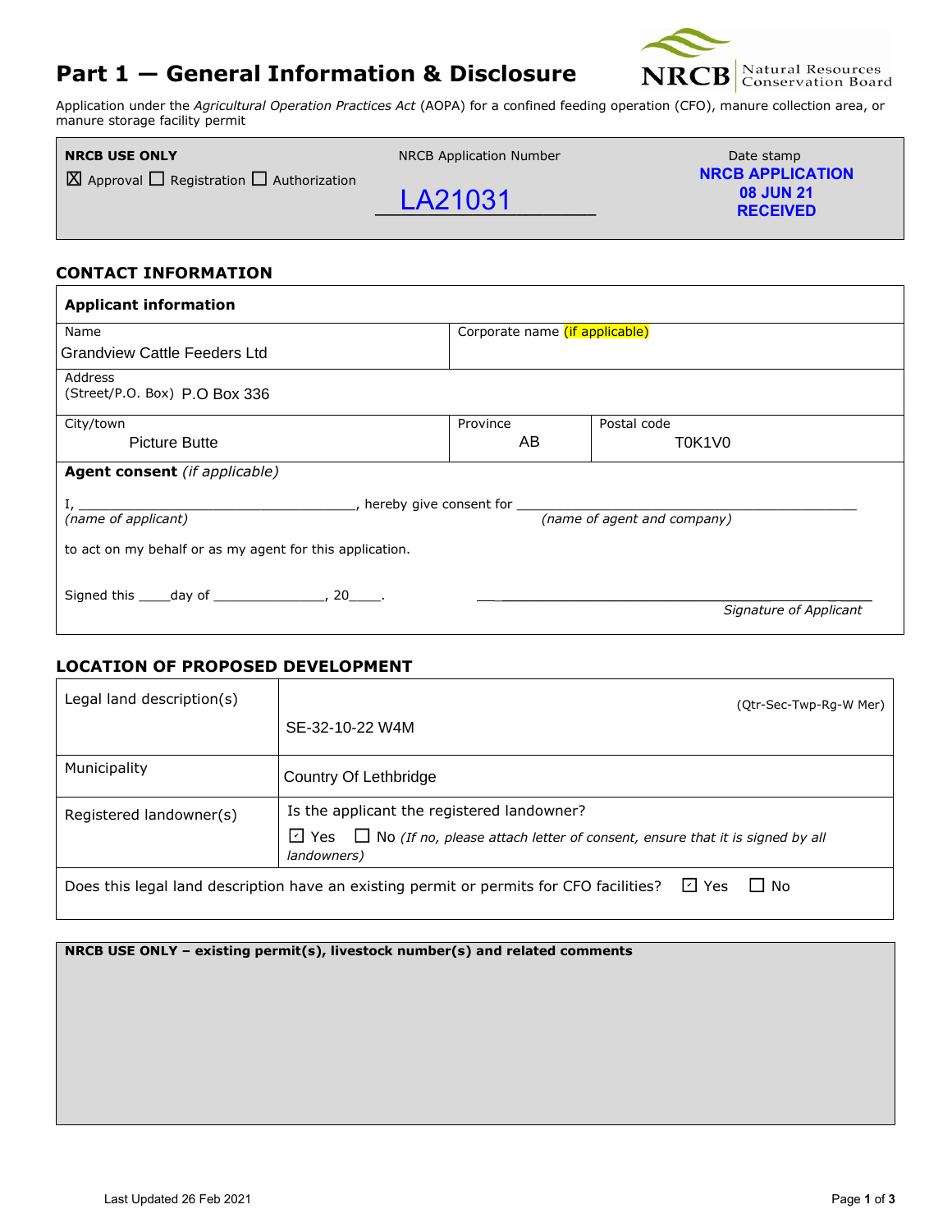# Part 1 — General Information & Disclosure

NRCB Natural Resources Conservation Board

Application under the *Agricultural Operation Practices Act* (AOPA) for a confined feeding operation (CFO), manure collection area, or manure storage facility permit

| NRCB USE ONLY | NRCB Application Number | Date stamp |
|---|---|---|
| ☒ Approval ☐ Registration ☐ Authorization | LA21031 | NRCB APPLICATION 08 JUN 21 RECEIVED |

## CONTACT INFORMATION

**Applicant information**

| Name | Corporate name (if applicable) | |
|---|---|---|
| Grandview Cattle Feeders Ltd | | |
| Address (Street/P.O. Box) P.O Box 336 | | |
| City/town: Picture Butte | Province: AB | Postal code: T0K1V0 |

**Agent consent** *(if applicable)*

I, ______________________________, hereby give consent for ______________________________
*(name of applicant)* *(name of agent and company)*

to act on my behalf or as my agent for this application.

Signed this ____day of ______________, 20____. ______________________________
*Signature of Applicant*

## LOCATION OF PROPOSED DEVELOPMENT

| | |
|---|---|
| Legal land description(s) | (Qtr-Sec-Twp-Rg-W Mer) SE-32-10-22 W4M |
| Municipality | Country Of Lethbridge |
| Registered landowner(s) | Is the applicant the registered landowner? ☑ Yes ☐ No *(If no, please attach letter of consent, ensure that it is signed by all landowners)* |

Does this legal land description have an existing permit or permits for CFO facilities? ☑ Yes ☐ No

**NRCB USE ONLY – existing permit(s), livestock number(s) and related comments**

Last Updated 26 Feb 2021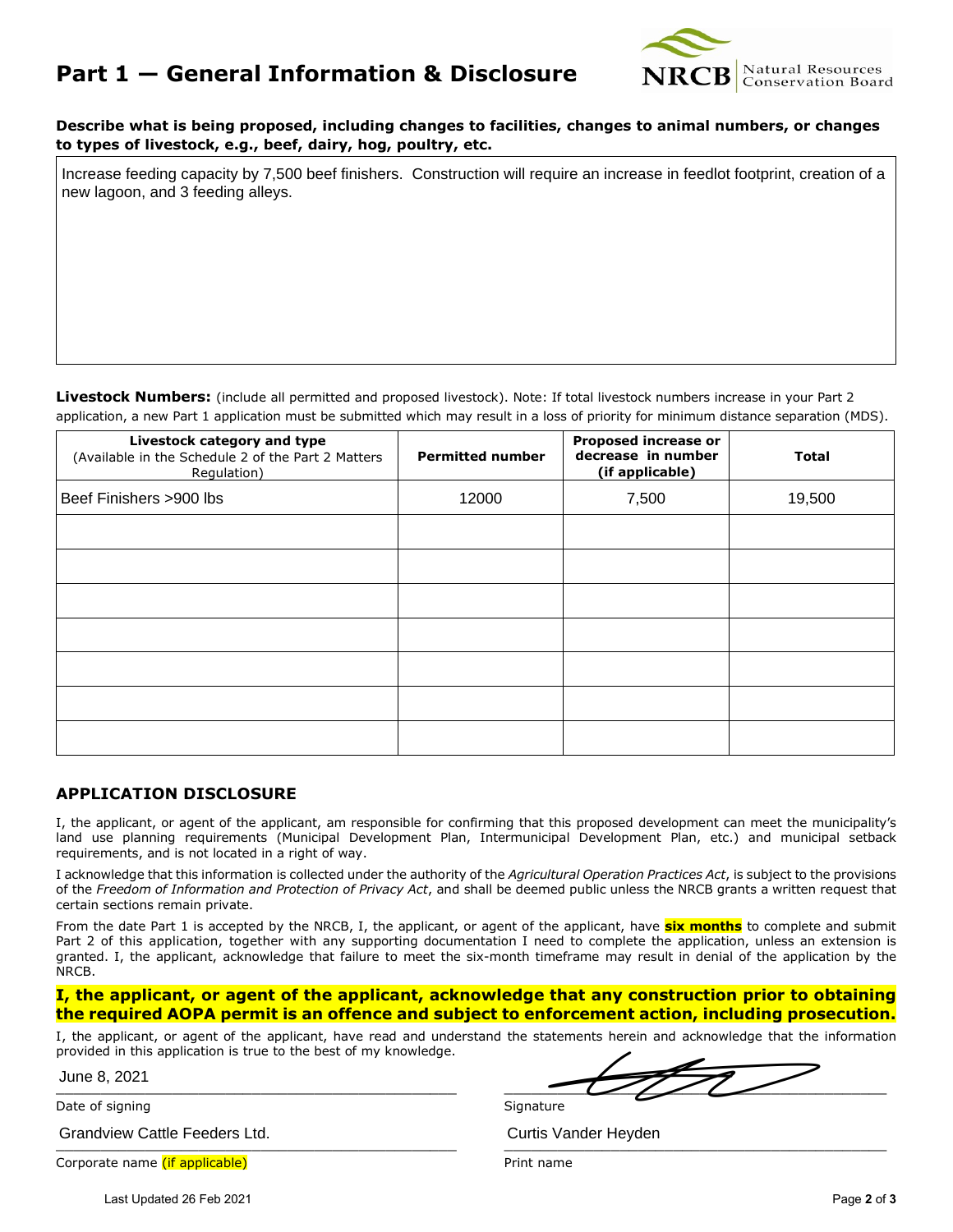# Part 1 — General Information & Disclosure

NRCB Natural Resources Conservation Board

**Describe what is being proposed, including changes to facilities, changes to animal numbers, or changes to types of livestock, e.g., beef, dairy, hog, poultry, etc.**

Increase feeding capacity by 7,500 beef finishers. Construction will require an increase in feedlot footprint, creation of a new lagoon, and 3 feeding alleys.

**Livestock Numbers:** (include all permitted and proposed livestock). Note: If total livestock numbers increase in your Part 2 application, a new Part 1 application must be submitted which may result in a loss of priority for minimum distance separation (MDS).

| Livestock category and type (Available in the Schedule 2 of the Part 2 Matters Regulation) | Permitted number | Proposed increase or decrease in number (if applicable) | Total |
|---|---|---|---|
| Beef Finishers >900 lbs | 12000 | 7,500 | 19,500 |
| | | | |
| | | | |
| | | | |
| | | | |
| | | | |
| | | | |
| | | | |

## APPLICATION DISCLOSURE

I, the applicant, or agent of the applicant, am responsible for confirming that this proposed development can meet the municipality's land use planning requirements (Municipal Development Plan, Intermunicipal Development Plan, etc.) and municipal setback requirements, and is not located in a right of way.

I acknowledge that this information is collected under the authority of the *Agricultural Operation Practices Act*, is subject to the provisions of the *Freedom of Information and Protection of Privacy Act*, and shall be deemed public unless the NRCB grants a written request that certain sections remain private.

From the date Part 1 is accepted by the NRCB, I, the applicant, or agent of the applicant, have **six months** to complete and submit Part 2 of this application, together with any supporting documentation I need to complete the application, unless an extension is granted. I, the applicant, acknowledge that failure to meet the six-month timeframe may result in denial of the application by the NRCB.

**I, the applicant, or agent of the applicant, acknowledge that any construction prior to obtaining the required AOPA permit is an offence and subject to enforcement action, including prosecution.**

I, the applicant, or agent of the applicant, have read and understand the statements herein and acknowledge that the information provided in this application is true to the best of my knowledge.

June 8, 2021
Date of signing

[Signature]
Signature

Grandview Cattle Feeders Ltd.
Corporate name (if applicable)

Curtis Vander Heyden
Print name

Last Updated 26 Feb 2021